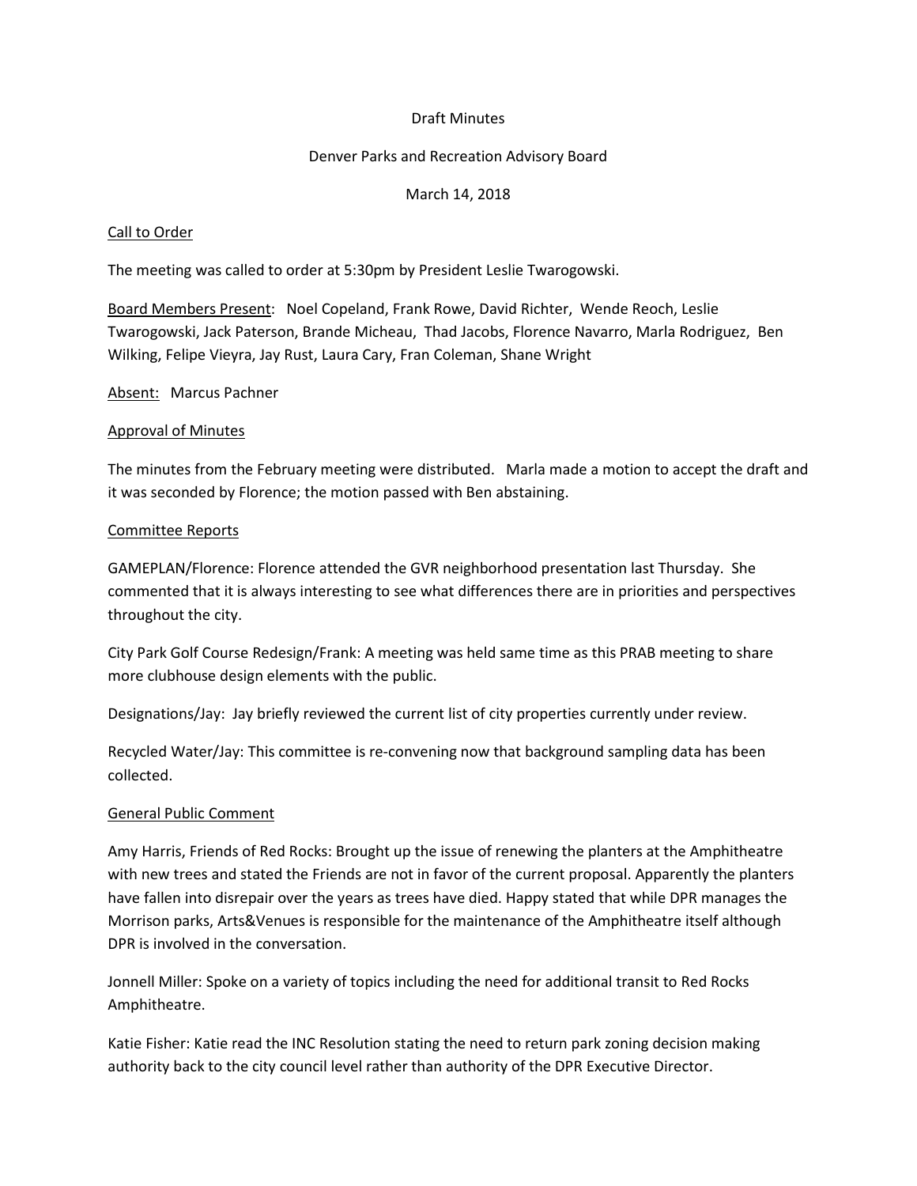Draft Minutes

Denver Parks and Recreation Advisory Board

March 14, 2018

## Call to Order

The meeting was called to order at 5:30pm by President Leslie Twarogowski.

Board Members Present: Noel Copeland, Frank Rowe, David Richter, Wende Reoch, Leslie Twarogowski, Jack Paterson, Brande Micheau, Thad Jacobs, Florence Navarro, Marla Rodriguez, Ben Wilking, Felipe Vieyra, Jay Rust, Laura Cary, Fran Coleman, Shane Wright

Absent: Marcus Pachner

## Approval of Minutes

The minutes from the February meeting were distributed. Marla made a motion to accept the draft and it was seconded by Florence; the motion passed with Ben abstaining.

## Committee Reports

GAMEPLAN/Florence: Florence attended the GVR neighborhood presentation last Thursday. She commented that it is always interesting to see what differences there are in priorities and perspectives throughout the city.

City Park Golf Course Redesign/Frank: A meeting was held same time as this PRAB meeting to share more clubhouse design elements with the public.

Designations/Jay: Jay briefly reviewed the current list of city properties currently under review.

Recycled Water/Jay: This committee is re-convening now that background sampling data has been collected.

## General Public Comment

Amy Harris, Friends of Red Rocks: Brought up the issue of renewing the planters at the Amphitheatre with new trees and stated the Friends are not in favor of the current proposal. Apparently the planters have fallen into disrepair over the years as trees have died. Happy stated that while DPR manages the Morrison parks, Arts&Venues is responsible for the maintenance of the Amphitheatre itself although DPR is involved in the conversation.

Jonnell Miller: Spoke on a variety of topics including the need for additional transit to Red Rocks Amphitheatre.

Katie Fisher: Katie read the INC Resolution stating the need to return park zoning decision making authority back to the city council level rather than authority of the DPR Executive Director.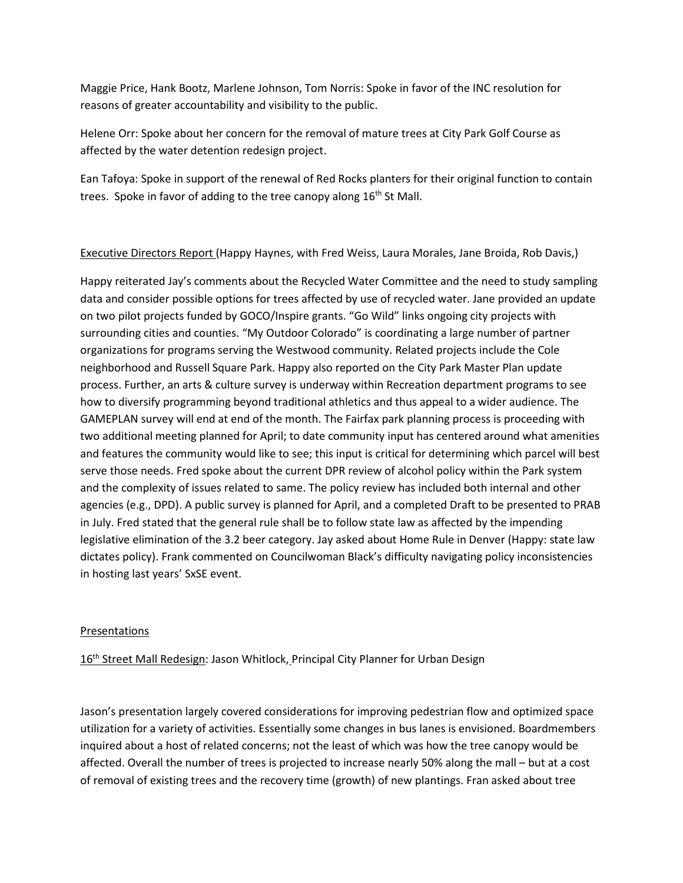Maggie Price, Hank Bootz, Marlene Johnson, Tom Norris: Spoke in favor of the INC resolution for reasons of greater accountability and visibility to the public.

Helene Orr: Spoke about her concern for the removal of mature trees at City Park Golf Course as affected by the water detention redesign project.

Ean Tafoya: Spoke in support of the renewal of Red Rocks planters for their original function to contain trees. Spoke in favor of adding to the tree canopy along 16th St Mall.

<u>Executive Directors Report</u> (Happy Haynes, with Fred Weiss, Laura Morales, Jane Broida, Rob Davis,)

Happy reiterated Jay's comments about the Recycled Water Committee and the need to study sampling data and consider possible options for trees affected by use of recycled water. Jane provided an update on two pilot projects funded by GOCO/Inspire grants. "Go Wild" links ongoing city projects with surrounding cities and counties. "My Outdoor Colorado" is coordinating a large number of partner organizations for programs serving the Westwood community. Related projects include the Cole neighborhood and Russell Square Park. Happy also reported on the City Park Master Plan update process. Further, an arts & culture survey is underway within Recreation department programs to see how to diversify programming beyond traditional athletics and thus appeal to a wider audience. The GAMEPLAN survey will end at end of the month. The Fairfax park planning process is proceeding with two additional meeting planned for April; to date community input has centered around what amenities and features the community would like to see; this input is critical for determining which parcel will best serve those needs. Fred spoke about the current DPR review of alcohol policy within the Park system and the complexity of issues related to same. The policy review has included both internal and other agencies (e.g., DPD). A public survey is planned for April, and a completed Draft to be presented to PRAB in July. Fred stated that the general rule shall be to follow state law as affected by the impending legislative elimination of the 3.2 beer category. Jay asked about Home Rule in Denver (Happy: state law dictates policy). Frank commented on Councilwoman Black's difficulty navigating policy inconsistencies in hosting last years' SxSE event.

<u>Presentations</u>

<u>16th Street Mall Redesign</u>: Jason Whitlock, Principal City Planner for Urban Design

Jason's presentation largely covered considerations for improving pedestrian flow and optimized space utilization for a variety of activities. Essentially some changes in bus lanes is envisioned. Boardmembers inquired about a host of related concerns; not the least of which was how the tree canopy would be affected. Overall the number of trees is projected to increase nearly 50% along the mall – but at a cost of removal of existing trees and the recovery time (growth) of new plantings. Fran asked about tree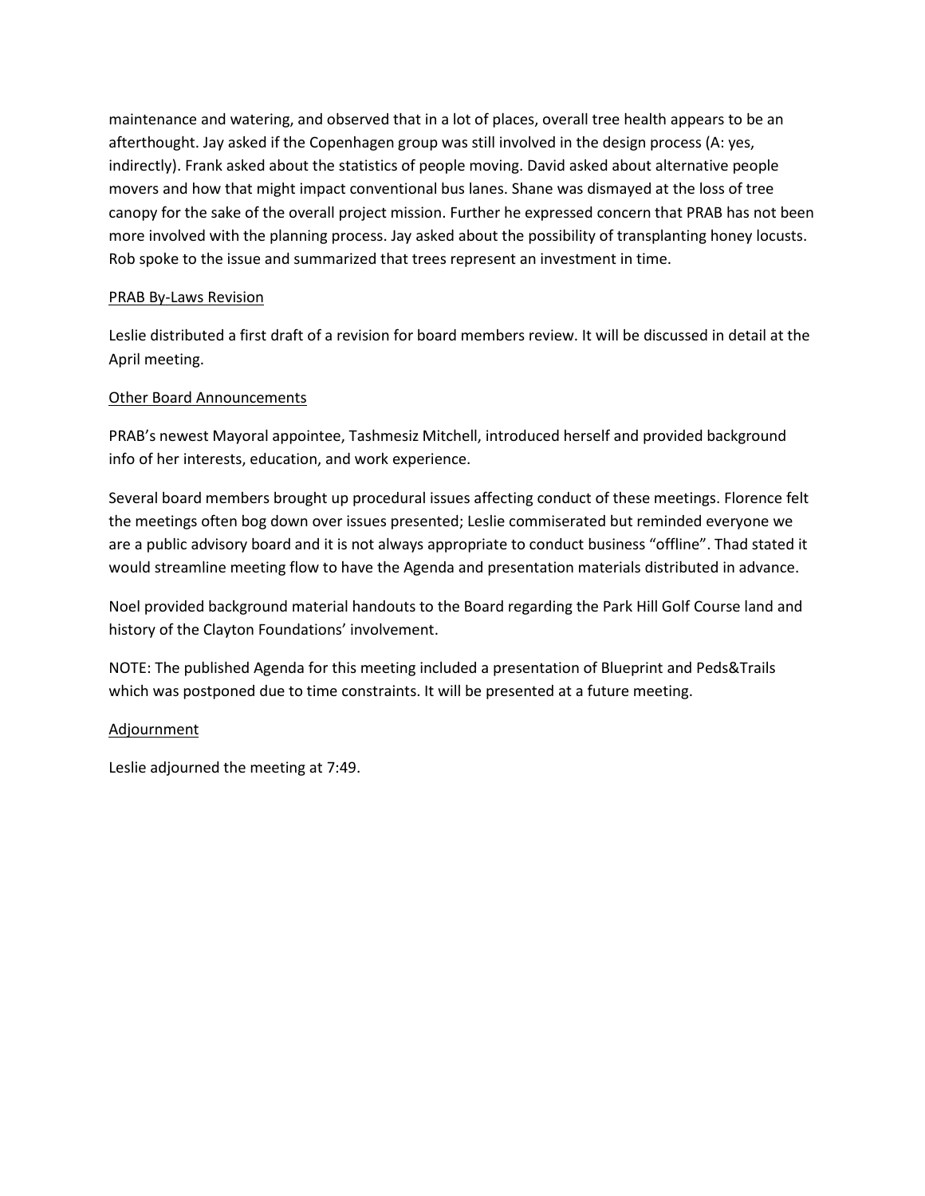maintenance and watering, and observed that in a lot of places, overall tree health appears to be an afterthought. Jay asked if the Copenhagen group was still involved in the design process (A: yes, indirectly). Frank asked about the statistics of people moving. David asked about alternative people movers and how that might impact conventional bus lanes. Shane was dismayed at the loss of tree canopy for the sake of the overall project mission. Further he expressed concern that PRAB has not been more involved with the planning process. Jay asked about the possibility of transplanting honey locusts. Rob spoke to the issue and summarized that trees represent an investment in time.

<u>PRAB By-Laws Revision</u>

Leslie distributed a first draft of a revision for board members review. It will be discussed in detail at the April meeting.

<u>Other Board Announcements</u>

PRAB's newest Mayoral appointee, Tashmesiz Mitchell, introduced herself and provided background info of her interests, education, and work experience.

Several board members brought up procedural issues affecting conduct of these meetings. Florence felt the meetings often bog down over issues presented; Leslie commiserated but reminded everyone we are a public advisory board and it is not always appropriate to conduct business "offline". Thad stated it would streamline meeting flow to have the Agenda and presentation materials distributed in advance.

Noel provided background material handouts to the Board regarding the Park Hill Golf Course land and history of the Clayton Foundations' involvement.

NOTE: The published Agenda for this meeting included a presentation of Blueprint and Peds&Trails which was postponed due to time constraints. It will be presented at a future meeting.

<u>Adjournment</u>

Leslie adjourned the meeting at 7:49.